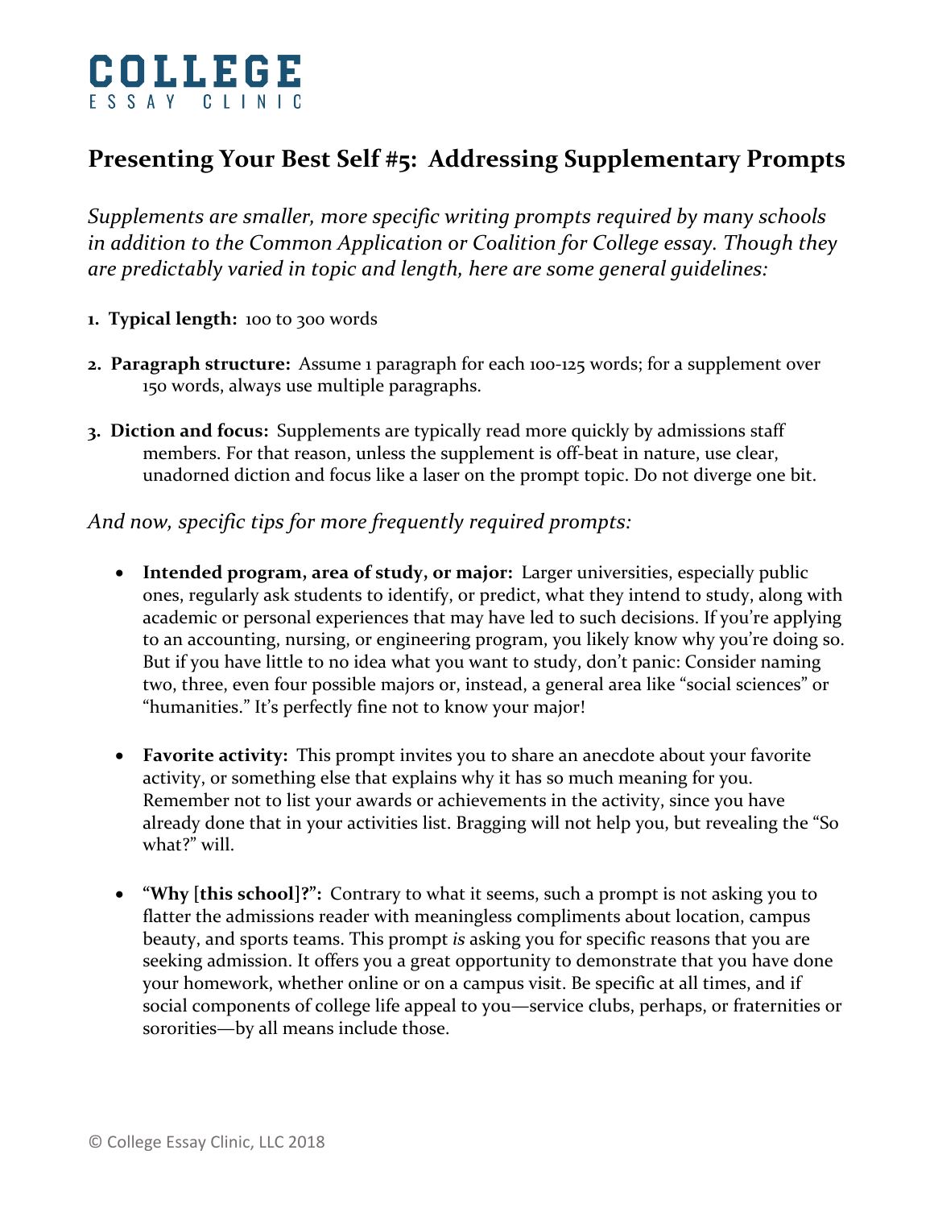# COLLEGE
ESSAY CLINIC

## Presenting Your Best Self #5: Addressing Supplementary Prompts

*Supplements are smaller, more specific writing prompts required by many schools in addition to the Common Application or Coalition for College essay. Though they are predictably varied in topic and length, here are some general guidelines:*

1. **Typical length:** 100 to 300 words

2. **Paragraph structure:** Assume 1 paragraph for each 100-125 words; for a supplement over 150 words, always use multiple paragraphs.

3. **Diction and focus:** Supplements are typically read more quickly by admissions staff members. For that reason, unless the supplement is off-beat in nature, use clear, unadorned diction and focus like a laser on the prompt topic. Do not diverge one bit.

*And now, specific tips for more frequently required prompts:*

- **Intended program, area of study, or major:** Larger universities, especially public ones, regularly ask students to identify, or predict, what they intend to study, along with academic or personal experiences that may have led to such decisions. If you're applying to an accounting, nursing, or engineering program, you likely know why you're doing so. But if you have little to no idea what you want to study, don't panic: Consider naming two, three, even four possible majors or, instead, a general area like "social sciences" or "humanities." It's perfectly fine not to know your major!

- **Favorite activity:** This prompt invites you to share an anecdote about your favorite activity, or something else that explains why it has so much meaning for you. Remember not to list your awards or achievements in the activity, since you have already done that in your activities list. Bragging will not help you, but revealing the "So what?" will.

- **"Why [this school]?":** Contrary to what it seems, such a prompt is not asking you to flatter the admissions reader with meaningless compliments about location, campus beauty, and sports teams. This prompt *is* asking you for specific reasons that you are seeking admission. It offers you a great opportunity to demonstrate that you have done your homework, whether online or on a campus visit. Be specific at all times, and if social components of college life appeal to you—service clubs, perhaps, or fraternities or sororities—by all means include those.

© College Essay Clinic, LLC 2018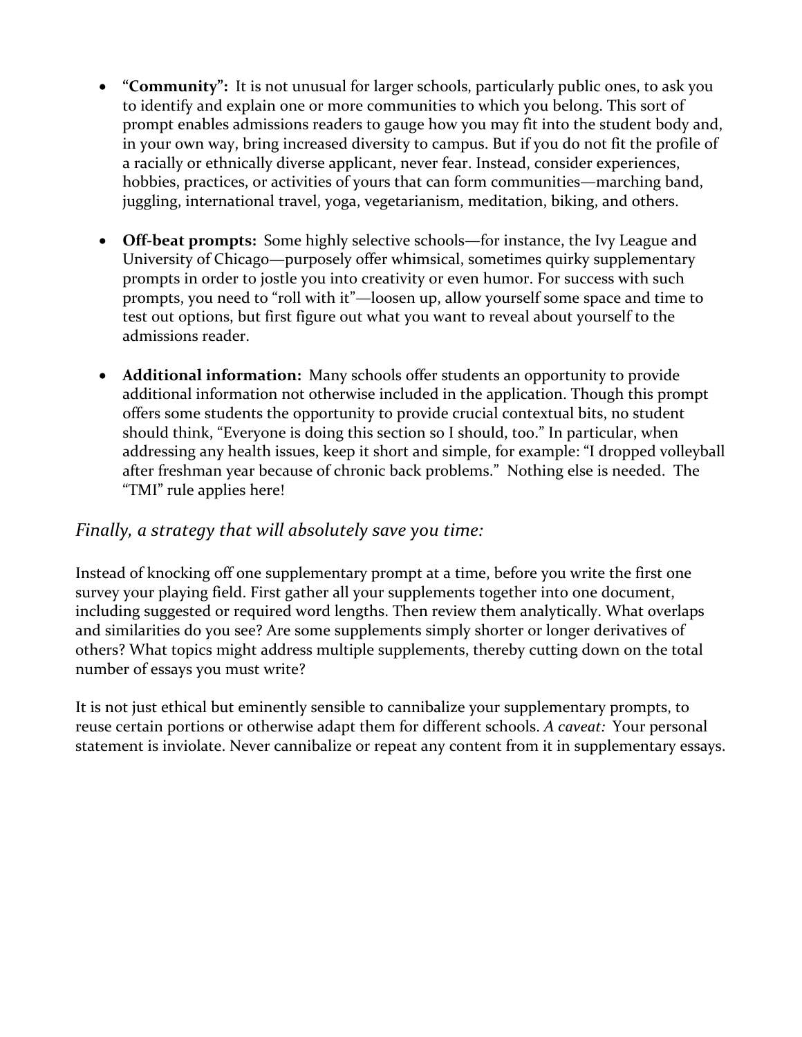- "**Community**": It is not unusual for larger schools, particularly public ones, to ask you to identify and explain one or more communities to which you belong. This sort of prompt enables admissions readers to gauge how you may fit into the student body and, in your own way, bring increased diversity to campus. But if you do not fit the profile of a racially or ethnically diverse applicant, never fear. Instead, consider experiences, hobbies, practices, or activities of yours that can form communities—marching band, juggling, international travel, yoga, vegetarianism, meditation, biking, and others.

- **Off-beat prompts:** Some highly selective schools—for instance, the Ivy League and University of Chicago—purposely offer whimsical, sometimes quirky supplementary prompts in order to jostle you into creativity or even humor. For success with such prompts, you need to "roll with it"—loosen up, allow yourself some space and time to test out options, but first figure out what you want to reveal about yourself to the admissions reader.

- **Additional information:** Many schools offer students an opportunity to provide additional information not otherwise included in the application. Though this prompt offers some students the opportunity to provide crucial contextual bits, no student should think, "Everyone is doing this section so I should, too." In particular, when addressing any health issues, keep it short and simple, for example: "I dropped volleyball after freshman year because of chronic back problems." Nothing else is needed. The "TMI" rule applies here!

### *Finally, a strategy that will absolutely save you time:*

Instead of knocking off one supplementary prompt at a time, before you write the first one survey your playing field. First gather all your supplements together into one document, including suggested or required word lengths. Then review them analytically. What overlaps and similarities do you see? Are some supplements simply shorter or longer derivatives of others? What topics might address multiple supplements, thereby cutting down on the total number of essays you must write?

It is not just ethical but eminently sensible to cannibalize your supplementary prompts, to reuse certain portions or otherwise adapt them for different schools. *A caveat:* Your personal statement is inviolate. Never cannibalize or repeat any content from it in supplementary essays.